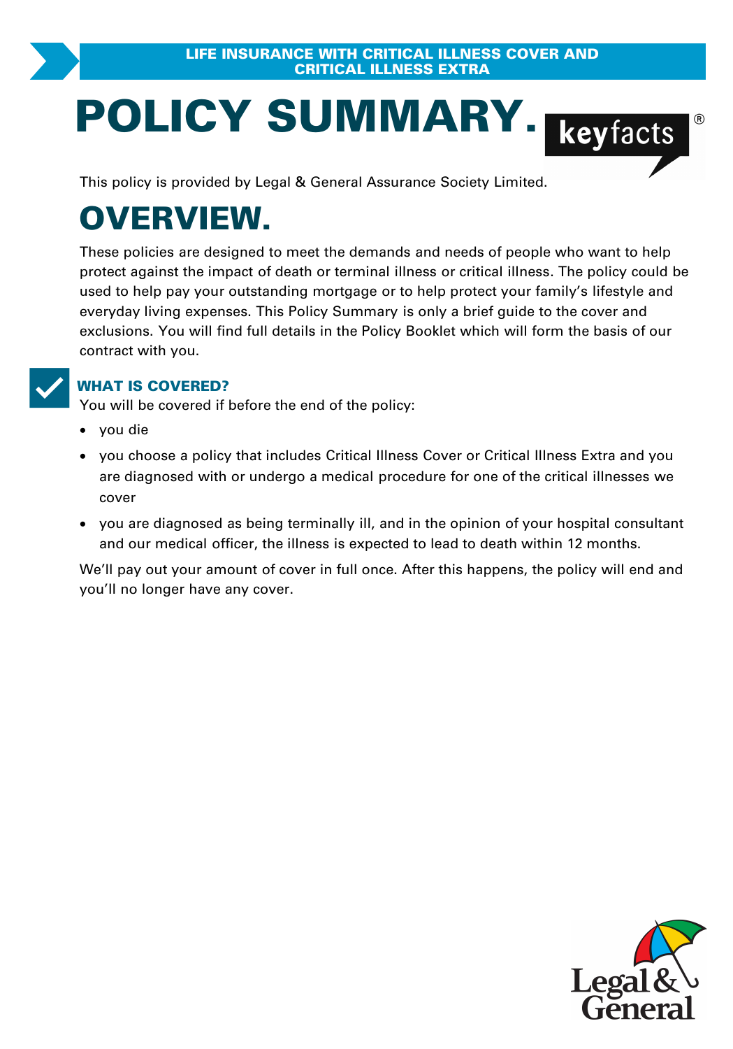LIFE INSURANCE WITH CRITICAL ILLNESS COVER AND CRITICAL ILLNESS EXTRA

# POLICY SUMMARY.

keyfacts®

This policy is provided by Legal & General Assurance Society Limited.

## OVERVIEW.

These policies are designed to meet the demands and needs of people who want to help protect against the impact of death or terminal illness or critical illness. The policy could be used to help pay your outstanding mortgage or to help protect your family's lifestyle and everyday living expenses. This Policy Summary is only a brief guide to the cover and exclusions. You will find full details in the Policy Booklet which will form the basis of our contract with you.

### WHAT IS COVERED?

You will be covered if before the end of the policy:

- you die
- you choose a policy that includes Critical Illness Cover or Critical Illness Extra and you are diagnosed with or undergo a medical procedure for one of the critical illnesses we cover
- you are diagnosed as being terminally ill, and in the opinion of your hospital consultant and our medical officer, the illness is expected to lead to death within 12 months.

We'll pay out your amount of cover in full once. After this happens, the policy will end and you'll no longer have any cover.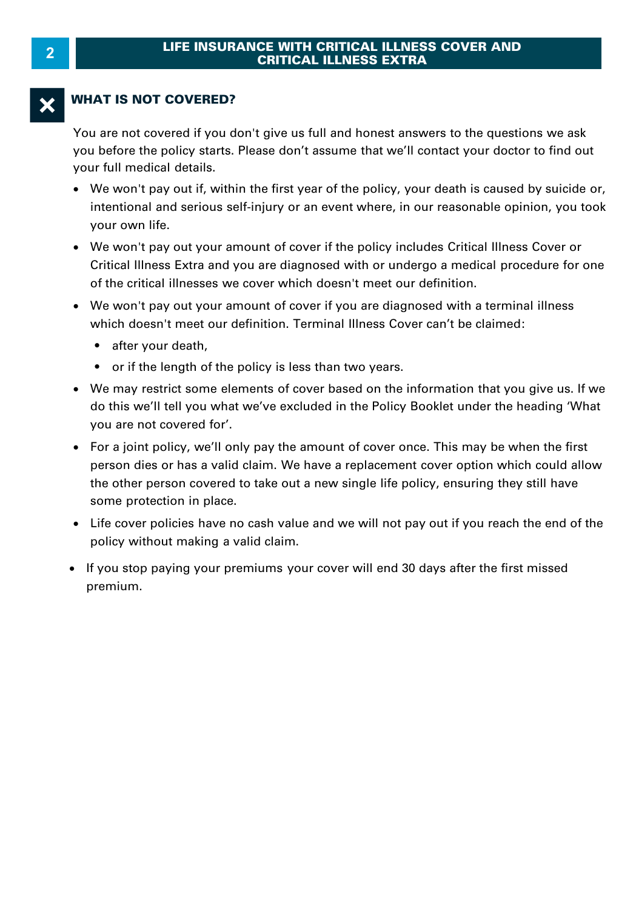## WHAT IS NOT COVERED?

You are not covered if you don't give us full and honest answers to the questions we ask you before the policy starts. Please don't assume that we'll contact your doctor to find out your full medical details.

- We won't pay out if, within the first year of the policy, your death is caused by suicide or, intentional and serious self-injury or an event where, in our reasonable opinion, you took your own life.
- We won't pay out your amount of cover if the policy includes Critical Illness Cover or Critical Illness Extra and you are diagnosed with or undergo a medical procedure for one of the critical illnesses we cover which doesn't meet our definition.
- We won't pay out your amount of cover if you are diagnosed with a terminal illness which doesn't meet our definition. Terminal Illness Cover can't be claimed:
  - after your death,
  - or if the length of the policy is less than two years.
- We may restrict some elements of cover based on the information that you give us. If we do this we'll tell you what we've excluded in the Policy Booklet under the heading 'What you are not covered for'.
- For a joint policy, we'll only pay the amount of cover once. This may be when the first person dies or has a valid claim. We have a replacement cover option which could allow the other person covered to take out a new single life policy, ensuring they still have some protection in place.
- Life cover policies have no cash value and we will not pay out if you reach the end of the policy without making a valid claim.
- If you stop paying your premiums your cover will end 30 days after the first missed premium.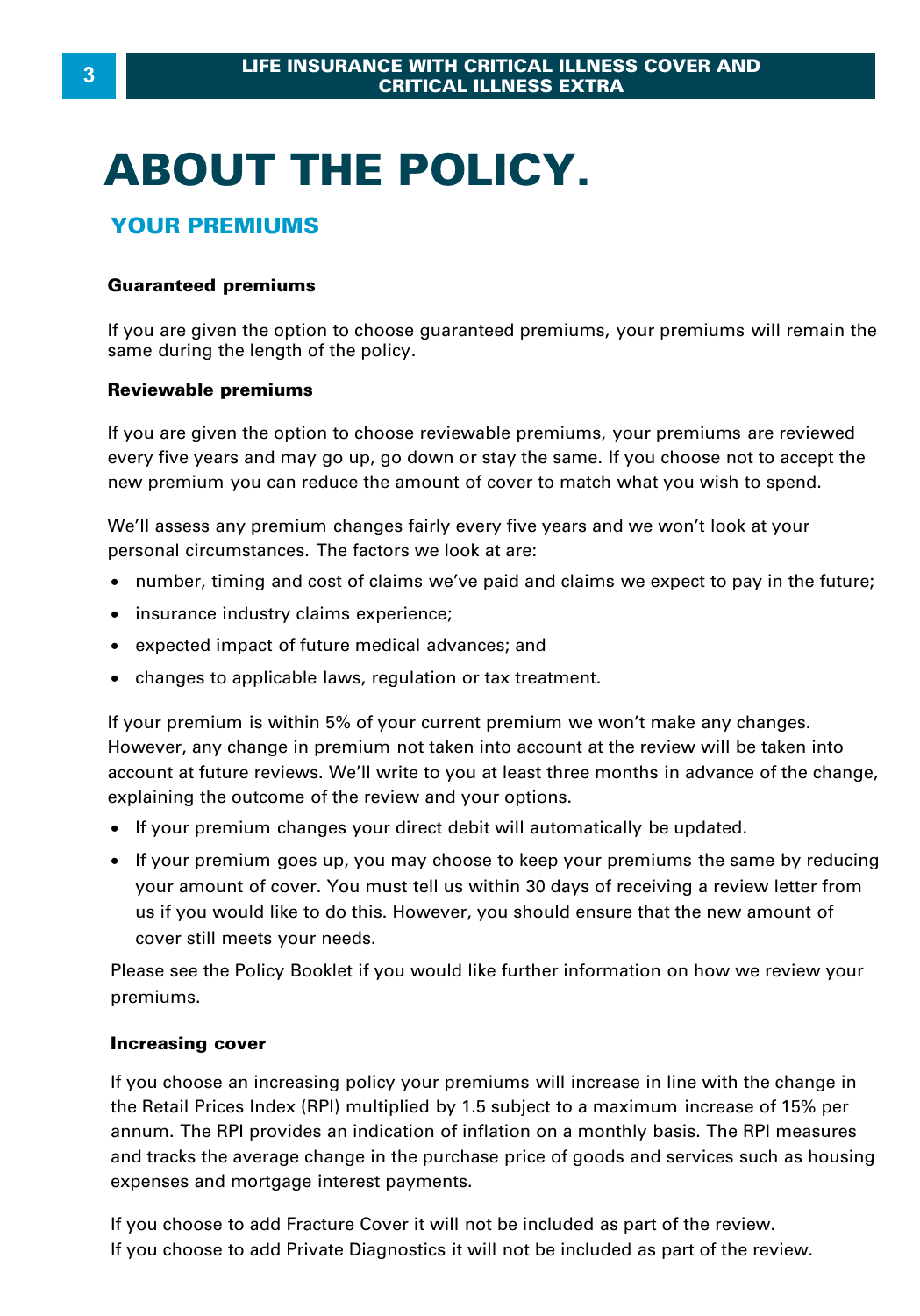# ABOUT THE POLICY.

## YOUR PREMIUMS

**Guaranteed premiums**

If you are given the option to choose guaranteed premiums, your premiums will remain the same during the length of the policy.

**Reviewable premiums**

If you are given the option to choose reviewable premiums, your premiums are reviewed every five years and may go up, go down or stay the same. If you choose not to accept the new premium you can reduce the amount of cover to match what you wish to spend.

We'll assess any premium changes fairly every five years and we won't look at your personal circumstances. The factors we look at are:

- number, timing and cost of claims we've paid and claims we expect to pay in the future;
- insurance industry claims experience;
- expected impact of future medical advances; and
- changes to applicable laws, regulation or tax treatment.

If your premium is within 5% of your current premium we won't make any changes. However, any change in premium not taken into account at the review will be taken into account at future reviews. We'll write to you at least three months in advance of the change, explaining the outcome of the review and your options.

- If your premium changes your direct debit will automatically be updated.
- If your premium goes up, you may choose to keep your premiums the same by reducing your amount of cover. You must tell us within 30 days of receiving a review letter from us if you would like to do this. However, you should ensure that the new amount of cover still meets your needs.

Please see the Policy Booklet if you would like further information on how we review your premiums.

**Increasing cover**

If you choose an increasing policy your premiums will increase in line with the change in the Retail Prices Index (RPI) multiplied by 1.5 subject to a maximum increase of 15% per annum. The RPI provides an indication of inflation on a monthly basis. The RPI measures and tracks the average change in the purchase price of goods and services such as housing expenses and mortgage interest payments.

If you choose to add Fracture Cover it will not be included as part of the review.
If you choose to add Private Diagnostics it will not be included as part of the review.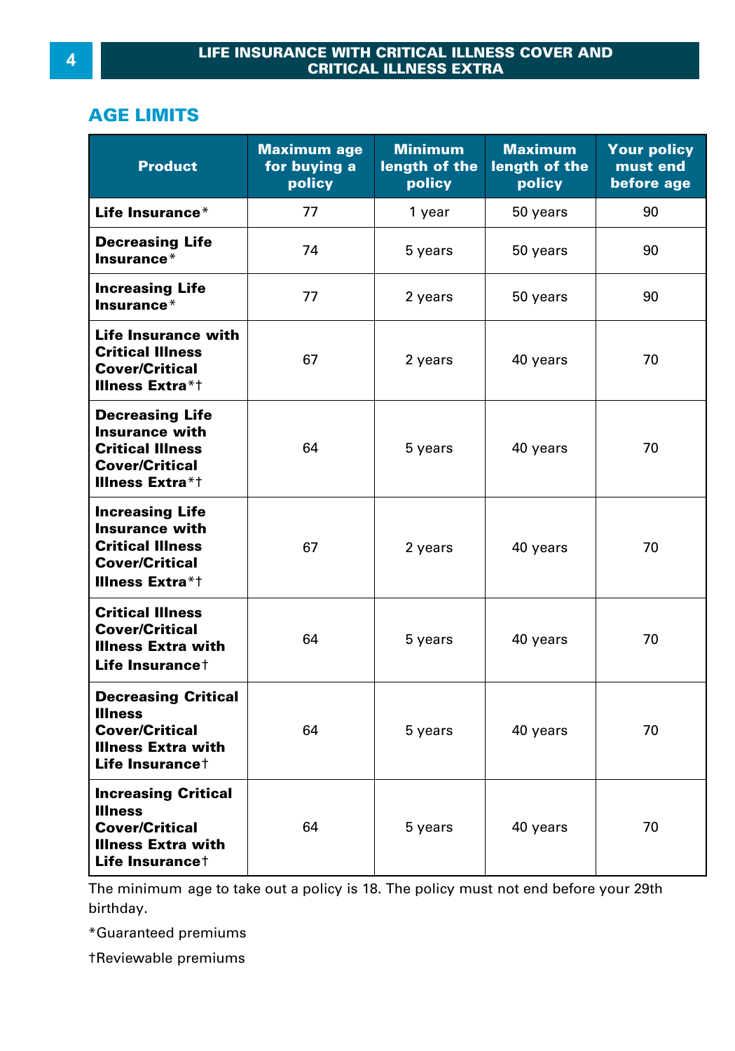## AGE LIMITS

| Product | Maximum age for buying a policy | Minimum length of the policy | Maximum length of the policy | Your policy must end before age |
|---|---|---|---|---|
| **Life Insurance*** | 77 | 1 year | 50 years | 90 |
| **Decreasing Life Insurance*** | 74 | 5 years | 50 years | 90 |
| **Increasing Life Insurance*** | 77 | 2 years | 50 years | 90 |
| **Life Insurance with Critical Illness Cover/Critical Illness Extra*†** | 67 | 2 years | 40 years | 70 |
| **Decreasing Life Insurance with Critical Illness Cover/Critical Illness Extra*†** | 64 | 5 years | 40 years | 70 |
| **Increasing Life Insurance with Critical Illness Cover/Critical Illness Extra*†** | 67 | 2 years | 40 years | 70 |
| **Critical Illness Cover/Critical Illness Extra with Life Insurance†** | 64 | 5 years | 40 years | 70 |
| **Decreasing Critical Illness Cover/Critical Illness Extra with Life Insurance†** | 64 | 5 years | 40 years | 70 |
| **Increasing Critical Illness Cover/Critical Illness Extra with Life Insurance†** | 64 | 5 years | 40 years | 70 |

The minimum age to take out a policy is 18. The policy must not end before your 29th birthday.

*Guaranteed premiums

†Reviewable premiums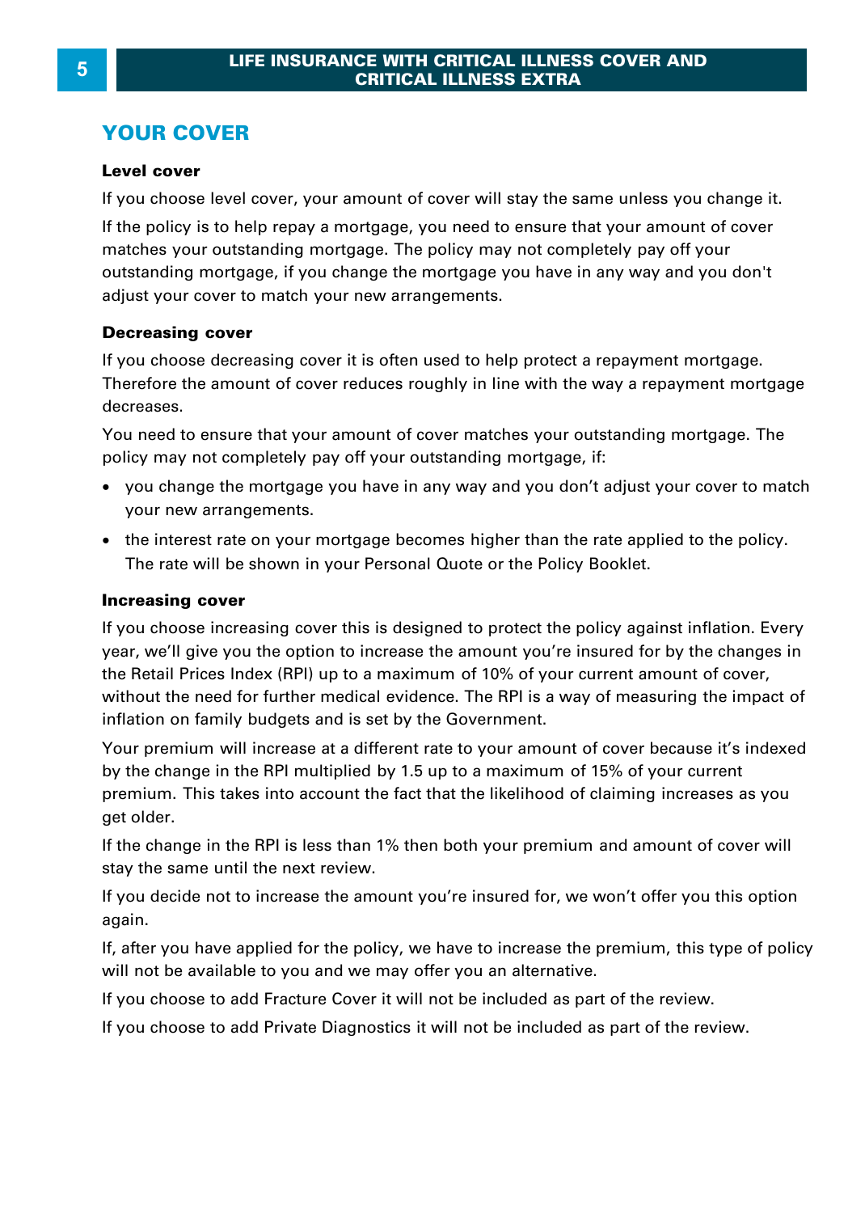## YOUR COVER

### Level cover

If you choose level cover, your amount of cover will stay the same unless you change it.

If the policy is to help repay a mortgage, you need to ensure that your amount of cover matches your outstanding mortgage. The policy may not completely pay off your outstanding mortgage, if you change the mortgage you have in any way and you don't adjust your cover to match your new arrangements.

### Decreasing cover

If you choose decreasing cover it is often used to help protect a repayment mortgage. Therefore the amount of cover reduces roughly in line with the way a repayment mortgage decreases.

You need to ensure that your amount of cover matches your outstanding mortgage. The policy may not completely pay off your outstanding mortgage, if:

- you change the mortgage you have in any way and you don't adjust your cover to match your new arrangements.
- the interest rate on your mortgage becomes higher than the rate applied to the policy. The rate will be shown in your Personal Quote or the Policy Booklet.

### Increasing cover

If you choose increasing cover this is designed to protect the policy against inflation. Every year, we'll give you the option to increase the amount you're insured for by the changes in the Retail Prices Index (RPI) up to a maximum of 10% of your current amount of cover, without the need for further medical evidence. The RPI is a way of measuring the impact of inflation on family budgets and is set by the Government.

Your premium will increase at a different rate to your amount of cover because it's indexed by the change in the RPI multiplied by 1.5 up to a maximum of 15% of your current premium. This takes into account the fact that the likelihood of claiming increases as you get older.

If the change in the RPI is less than 1% then both your premium and amount of cover will stay the same until the next review.

If you decide not to increase the amount you're insured for, we won't offer you this option again.

If, after you have applied for the policy, we have to increase the premium, this type of policy will not be available to you and we may offer you an alternative.

If you choose to add Fracture Cover it will not be included as part of the review.

If you choose to add Private Diagnostics it will not be included as part of the review.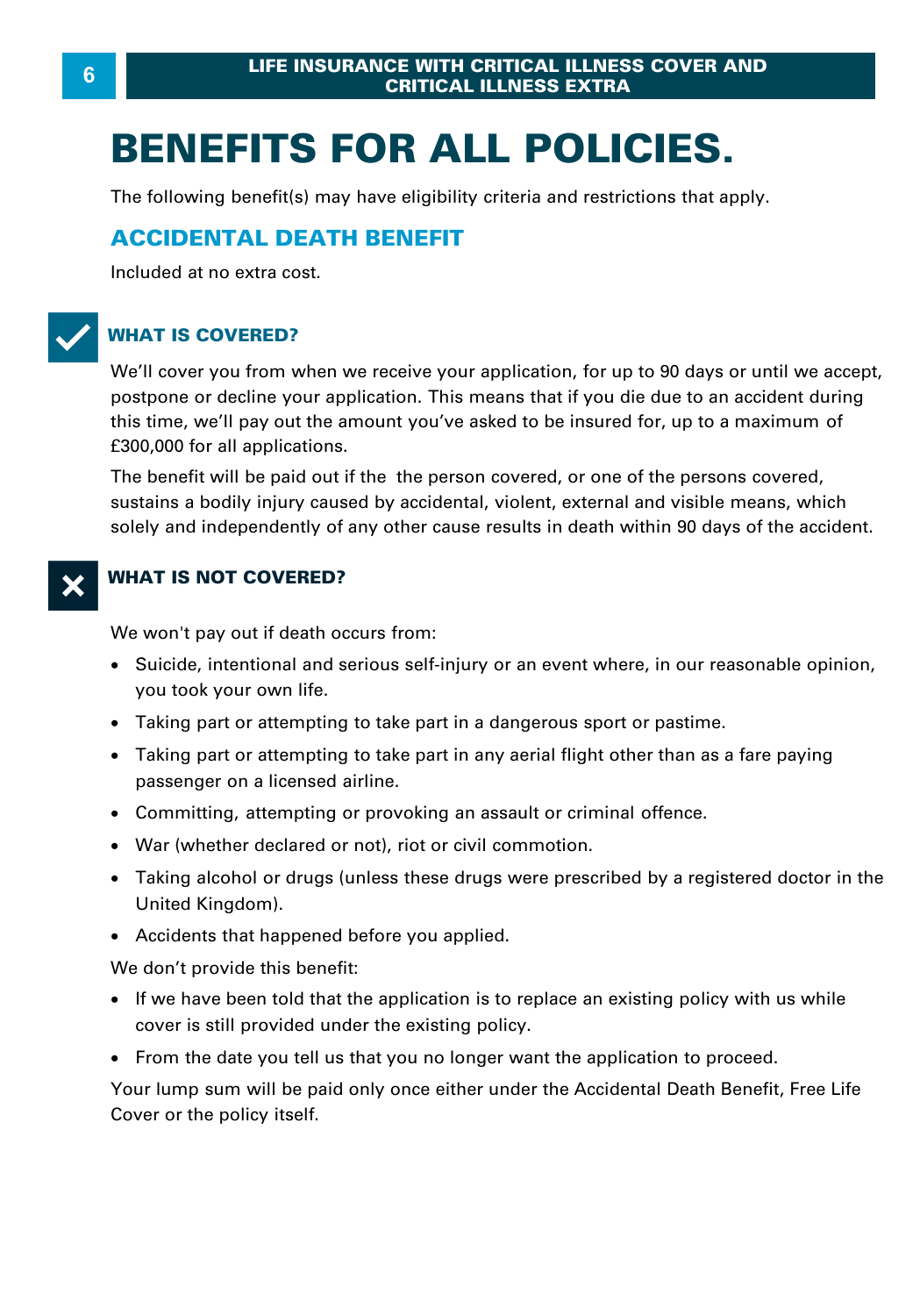# BENEFITS FOR ALL POLICIES.

The following benefit(s) may have eligibility criteria and restrictions that apply.

## ACCIDENTAL DEATH BENEFIT

Included at no extra cost.

### WHAT IS COVERED?

We'll cover you from when we receive your application, for up to 90 days or until we accept, postpone or decline your application. This means that if you die due to an accident during this time, we'll pay out the amount you've asked to be insured for, up to a maximum of £300,000 for all applications.

The benefit will be paid out if the the person covered, or one of the persons covered, sustains a bodily injury caused by accidental, violent, external and visible means, which solely and independently of any other cause results in death within 90 days of the accident.

### WHAT IS NOT COVERED?

We won't pay out if death occurs from:

- Suicide, intentional and serious self-injury or an event where, in our reasonable opinion, you took your own life.
- Taking part or attempting to take part in a dangerous sport or pastime.
- Taking part or attempting to take part in any aerial flight other than as a fare paying passenger on a licensed airline.
- Committing, attempting or provoking an assault or criminal offence.
- War (whether declared or not), riot or civil commotion.
- Taking alcohol or drugs (unless these drugs were prescribed by a registered doctor in the United Kingdom).
- Accidents that happened before you applied.

We don't provide this benefit:

- If we have been told that the application is to replace an existing policy with us while cover is still provided under the existing policy.
- From the date you tell us that you no longer want the application to proceed.

Your lump sum will be paid only once either under the Accidental Death Benefit, Free Life Cover or the policy itself.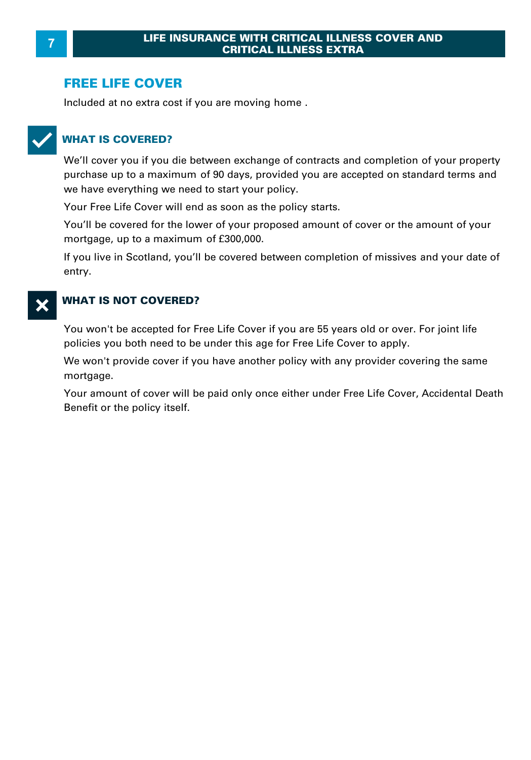## FREE LIFE COVER

Included at no extra cost if you are moving home .

### WHAT IS COVERED?

We'll cover you if you die between exchange of contracts and completion of your property purchase up to a maximum of 90 days, provided you are accepted on standard terms and we have everything we need to start your policy.

Your Free Life Cover will end as soon as the policy starts.

You'll be covered for the lower of your proposed amount of cover or the amount of your mortgage, up to a maximum of £300,000.

If you live in Scotland, you'll be covered between completion of missives and your date of entry.

### WHAT IS NOT COVERED?

You won't be accepted for Free Life Cover if you are 55 years old or over. For joint life policies you both need to be under this age for Free Life Cover to apply.

We won't provide cover if you have another policy with any provider covering the same mortgage.

Your amount of cover will be paid only once either under Free Life Cover, Accidental Death Benefit or the policy itself.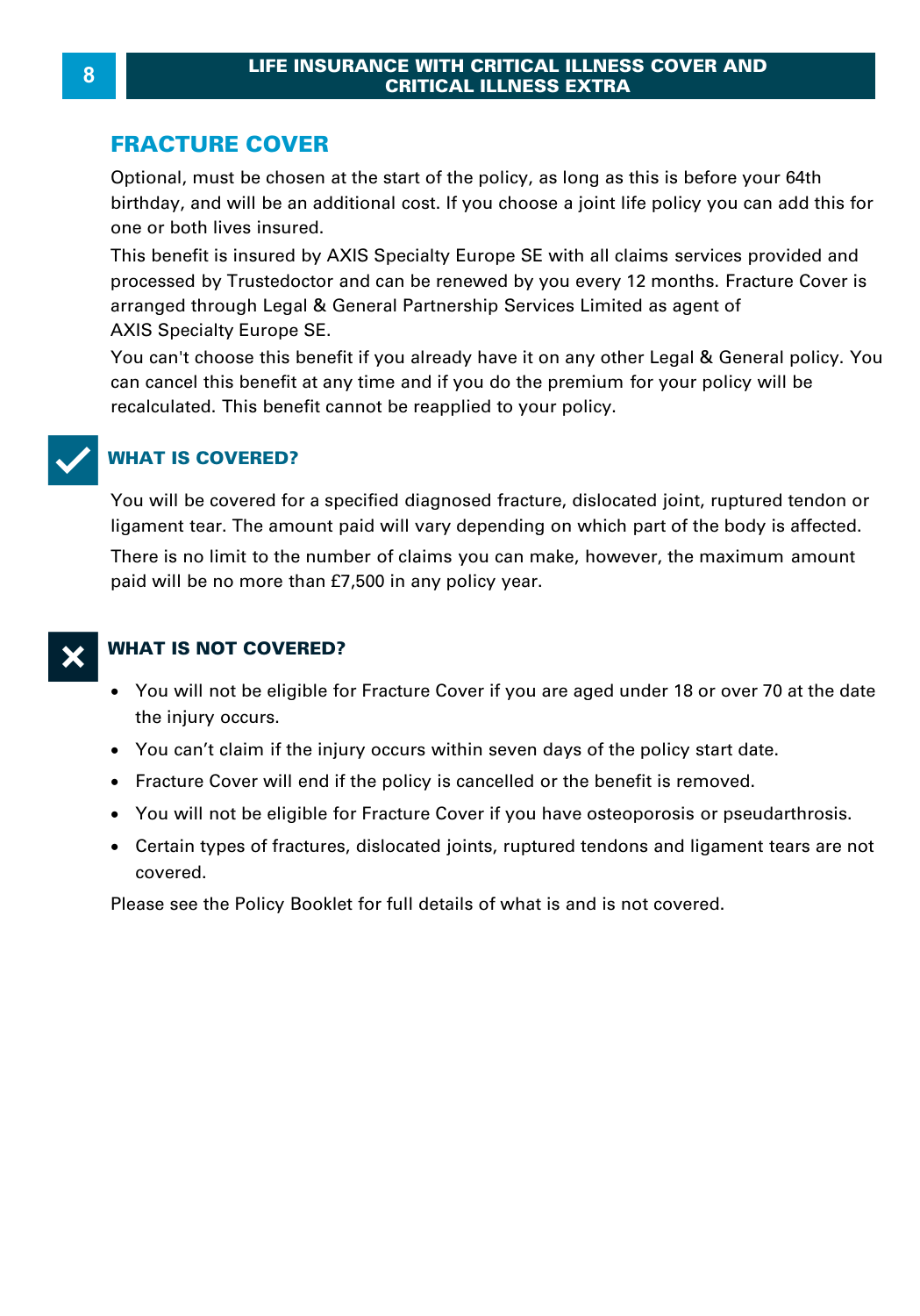## FRACTURE COVER

Optional, must be chosen at the start of the policy, as long as this is before your 64th birthday, and will be an additional cost. If you choose a joint life policy you can add this for one or both lives insured.

This benefit is insured by AXIS Specialty Europe SE with all claims services provided and processed by Trustedoctor and can be renewed by you every 12 months. Fracture Cover is arranged through Legal & General Partnership Services Limited as agent of AXIS Specialty Europe SE.

You can't choose this benefit if you already have it on any other Legal & General policy. You can cancel this benefit at any time and if you do the premium for your policy will be recalculated. This benefit cannot be reapplied to your policy.

### WHAT IS COVERED?

You will be covered for a specified diagnosed fracture, dislocated joint, ruptured tendon or ligament tear. The amount paid will vary depending on which part of the body is affected.

There is no limit to the number of claims you can make, however, the maximum amount paid will be no more than £7,500 in any policy year.

### WHAT IS NOT COVERED?

- You will not be eligible for Fracture Cover if you are aged under 18 or over 70 at the date the injury occurs.
- You can't claim if the injury occurs within seven days of the policy start date.
- Fracture Cover will end if the policy is cancelled or the benefit is removed.
- You will not be eligible for Fracture Cover if you have osteoporosis or pseudarthrosis.
- Certain types of fractures, dislocated joints, ruptured tendons and ligament tears are not covered.

Please see the Policy Booklet for full details of what is and is not covered.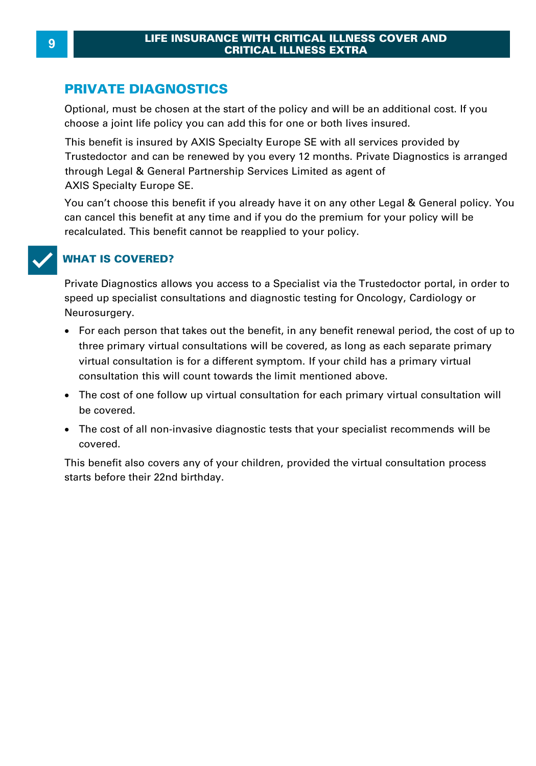## PRIVATE DIAGNOSTICS

Optional, must be chosen at the start of the policy and will be an additional cost. If you choose a joint life policy you can add this for one or both lives insured.

This benefit is insured by AXIS Specialty Europe SE with all services provided by Trustedoctor and can be renewed by you every 12 months. Private Diagnostics is arranged through Legal & General Partnership Services Limited as agent of AXIS Specialty Europe SE.

You can't choose this benefit if you already have it on any other Legal & General policy. You can cancel this benefit at any time and if you do the premium for your policy will be recalculated. This benefit cannot be reapplied to your policy.

### WHAT IS COVERED?

Private Diagnostics allows you access to a Specialist via the Trustedoctor portal, in order to speed up specialist consultations and diagnostic testing for Oncology, Cardiology or Neurosurgery.

- For each person that takes out the benefit, in any benefit renewal period, the cost of up to three primary virtual consultations will be covered, as long as each separate primary virtual consultation is for a different symptom. If your child has a primary virtual consultation this will count towards the limit mentioned above.
- The cost of one follow up virtual consultation for each primary virtual consultation will be covered.
- The cost of all non-invasive diagnostic tests that your specialist recommends will be covered.

This benefit also covers any of your children, provided the virtual consultation process starts before their 22nd birthday.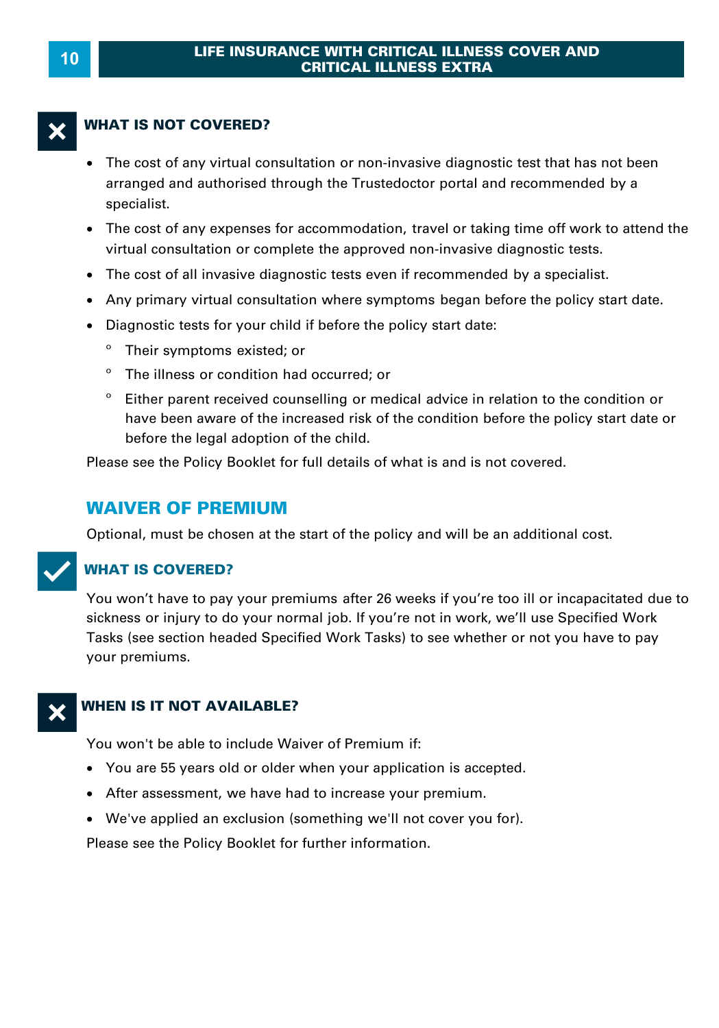### WHAT IS NOT COVERED?

- The cost of any virtual consultation or non-invasive diagnostic test that has not been arranged and authorised through the Trustedoctor portal and recommended by a specialist.
- The cost of any expenses for accommodation, travel or taking time off work to attend the virtual consultation or complete the approved non-invasive diagnostic tests.
- The cost of all invasive diagnostic tests even if recommended by a specialist.
- Any primary virtual consultation where symptoms began before the policy start date.
- Diagnostic tests for your child if before the policy start date:
  - Their symptoms existed; or
  - The illness or condition had occurred; or
  - Either parent received counselling or medical advice in relation to the condition or have been aware of the increased risk of the condition before the policy start date or before the legal adoption of the child.

Please see the Policy Booklet for full details of what is and is not covered.

## WAIVER OF PREMIUM

Optional, must be chosen at the start of the policy and will be an additional cost.

### WHAT IS COVERED?

You won't have to pay your premiums after 26 weeks if you're too ill or incapacitated due to sickness or injury to do your normal job. If you're not in work, we'll use Specified Work Tasks (see section headed Specified Work Tasks) to see whether or not you have to pay your premiums.

### WHEN IS IT NOT AVAILABLE?

You won't be able to include Waiver of Premium if:

- You are 55 years old or older when your application is accepted.
- After assessment, we have had to increase your premium.
- We've applied an exclusion (something we'll not cover you for).

Please see the Policy Booklet for further information.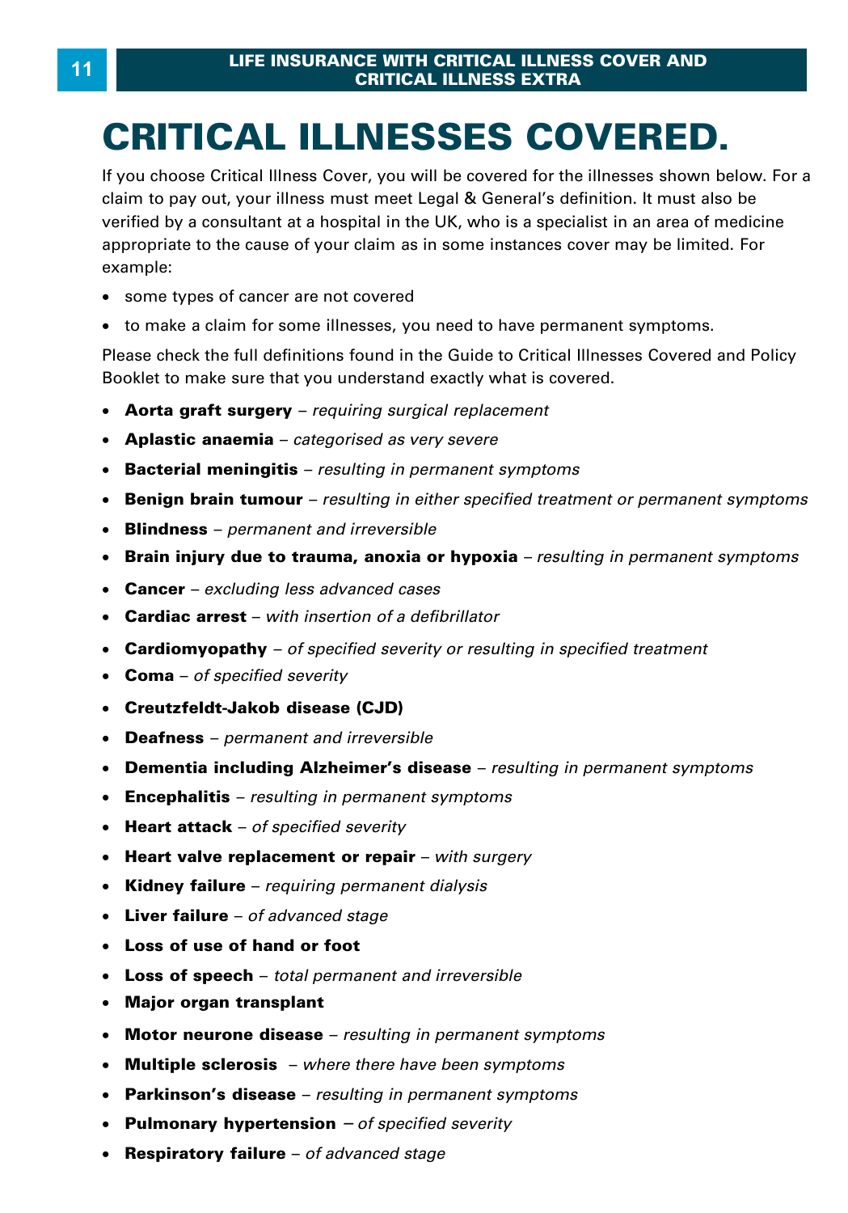# CRITICAL ILLNESSES COVERED.

If you choose Critical Illness Cover, you will be covered for the illnesses shown below. For a claim to pay out, your illness must meet Legal & General's definition. It must also be verified by a consultant at a hospital in the UK, who is a specialist in an area of medicine appropriate to the cause of your claim as in some instances cover may be limited. For example:

- some types of cancer are not covered
- to make a claim for some illnesses, you need to have permanent symptoms.

Please check the full definitions found in the Guide to Critical Illnesses Covered and Policy Booklet to make sure that you understand exactly what is covered.

- **Aorta graft surgery** – *requiring surgical replacement*
- **Aplastic anaemia** – *categorised as very severe*
- **Bacterial meningitis** – *resulting in permanent symptoms*
- **Benign brain tumour** – *resulting in either specified treatment or permanent symptoms*
- **Blindness** – *permanent and irreversible*
- **Brain injury due to trauma, anoxia or hypoxia** – *resulting in permanent symptoms*
- **Cancer** – *excluding less advanced cases*
- **Cardiac arrest** – *with insertion of a defibrillator*
- **Cardiomyopathy** – *of specified severity or resulting in specified treatment*
- **Coma** – *of specified severity*
- **Creutzfeldt-Jakob disease (CJD)**
- **Deafness** – *permanent and irreversible*
- **Dementia including Alzheimer's disease** – *resulting in permanent symptoms*
- **Encephalitis** – *resulting in permanent symptoms*
- **Heart attack** – *of specified severity*
- **Heart valve replacement or repair** – *with surgery*
- **Kidney failure** – *requiring permanent dialysis*
- **Liver failure** – *of advanced stage*
- **Loss of use of hand or foot**
- **Loss of speech** – *total permanent and irreversible*
- **Major organ transplant**
- **Motor neurone disease** – *resulting in permanent symptoms*
- **Multiple sclerosis** – *where there have been symptoms*
- **Parkinson's disease** – *resulting in permanent symptoms*
- **Pulmonary hypertension** – *of specified severity*
- **Respiratory failure** – *of advanced stage*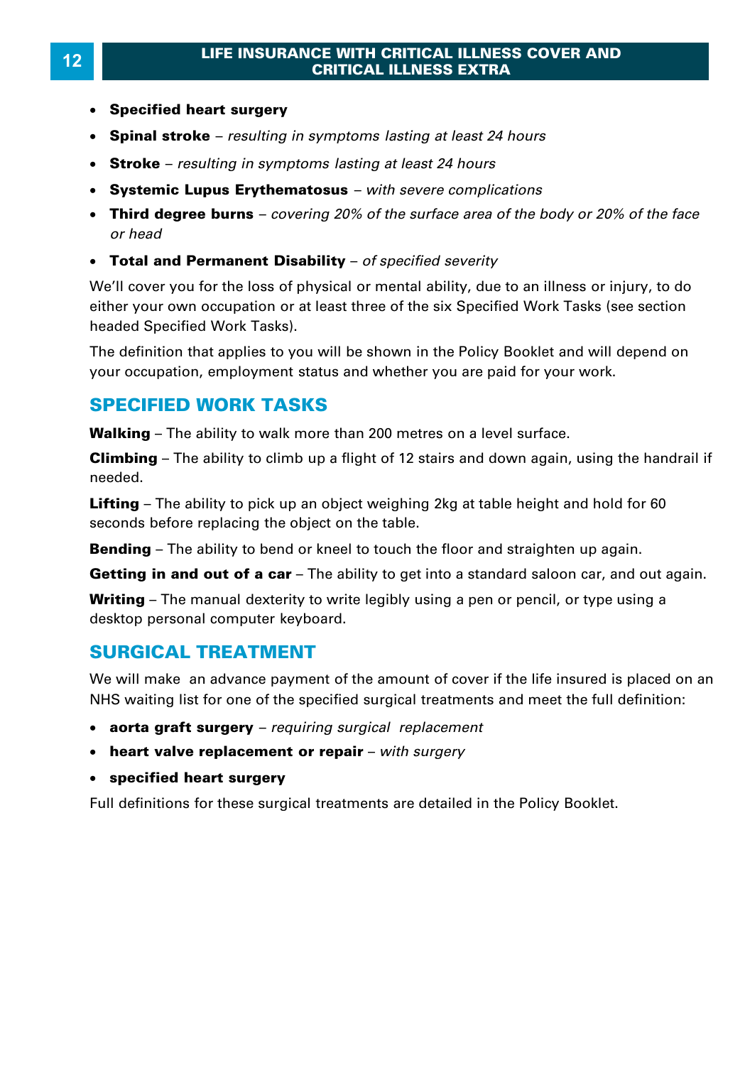- **Specified heart surgery**
- **Spinal stroke** – *resulting in symptoms lasting at least 24 hours*
- **Stroke** – *resulting in symptoms lasting at least 24 hours*
- **Systemic Lupus Erythematosus** – *with severe complications*
- **Third degree burns** – *covering 20% of the surface area of the body or 20% of the face or head*
- **Total and Permanent Disability** – *of specified severity*

We'll cover you for the loss of physical or mental ability, due to an illness or injury, to do either your own occupation or at least three of the six Specified Work Tasks (see section headed Specified Work Tasks).

The definition that applies to you will be shown in the Policy Booklet and will depend on your occupation, employment status and whether you are paid for your work.

## SPECIFIED WORK TASKS

**Walking** – The ability to walk more than 200 metres on a level surface.

**Climbing** – The ability to climb up a flight of 12 stairs and down again, using the handrail if needed.

**Lifting** – The ability to pick up an object weighing 2kg at table height and hold for 60 seconds before replacing the object on the table.

**Bending** – The ability to bend or kneel to touch the floor and straighten up again.

**Getting in and out of a car** – The ability to get into a standard saloon car, and out again.

**Writing** – The manual dexterity to write legibly using a pen or pencil, or type using a desktop personal computer keyboard.

## SURGICAL TREATMENT

We will make an advance payment of the amount of cover if the life insured is placed on an NHS waiting list for one of the specified surgical treatments and meet the full definition:

- **aorta graft surgery** – *requiring surgical replacement*
- **heart valve replacement or repair** – *with surgery*
- **specified heart surgery**

Full definitions for these surgical treatments are detailed in the Policy Booklet.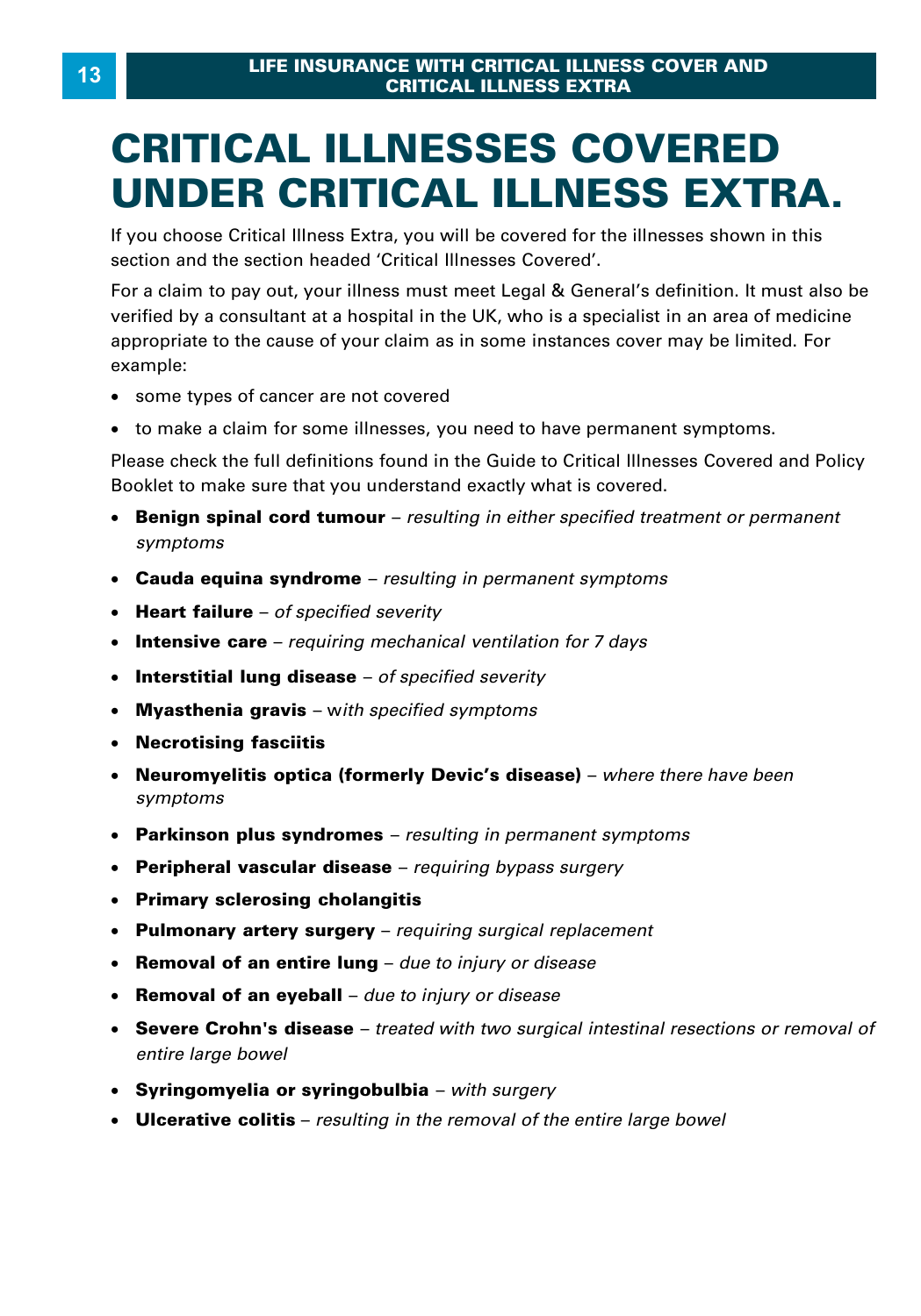# CRITICAL ILLNESSES COVERED UNDER CRITICAL ILLNESS EXTRA.

If you choose Critical Illness Extra, you will be covered for the illnesses shown in this section and the section headed 'Critical Illnesses Covered'.

For a claim to pay out, your illness must meet Legal & General's definition. It must also be verified by a consultant at a hospital in the UK, who is a specialist in an area of medicine appropriate to the cause of your claim as in some instances cover may be limited. For example:

- some types of cancer are not covered
- to make a claim for some illnesses, you need to have permanent symptoms.

Please check the full definitions found in the Guide to Critical Illnesses Covered and Policy Booklet to make sure that you understand exactly what is covered.

- **Benign spinal cord tumour** – *resulting in either specified treatment or permanent symptoms*
- **Cauda equina syndrome** – *resulting in permanent symptoms*
- **Heart failure** – *of specified severity*
- **Intensive care** – *requiring mechanical ventilation for 7 days*
- **Interstitial lung disease** – *of specified severity*
- **Myasthenia gravis** – w*ith specified symptoms*
- **Necrotising fasciitis**
- **Neuromyelitis optica (formerly Devic's disease)** – *where there have been symptoms*
- **Parkinson plus syndromes** – *resulting in permanent symptoms*
- **Peripheral vascular disease** – *requiring bypass surgery*
- **Primary sclerosing cholangitis**
- **Pulmonary artery surgery** – *requiring surgical replacement*
- **Removal of an entire lung** – *due to injury or disease*
- **Removal of an eyeball** – *due to injury or disease*
- **Severe Crohn's disease** – *treated with two surgical intestinal resections or removal of entire large bowel*
- **Syringomyelia or syringobulbia** – *with surgery*
- **Ulcerative colitis** – *resulting in the removal of the entire large bowel*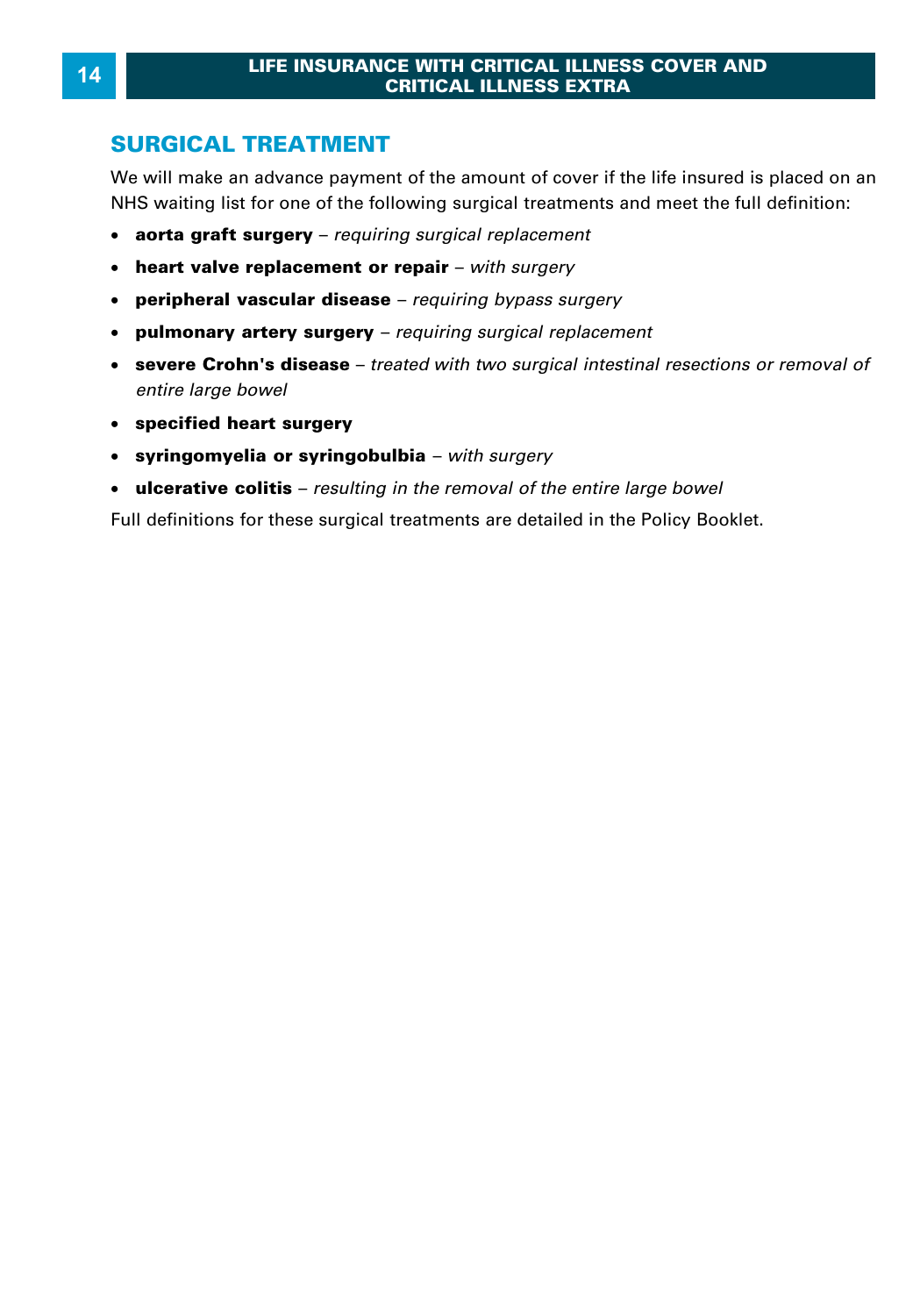## SURGICAL TREATMENT

We will make an advance payment of the amount of cover if the life insured is placed on an NHS waiting list for one of the following surgical treatments and meet the full definition:

- **aorta graft surgery** – *requiring surgical replacement*
- **heart valve replacement or repair** – *with surgery*
- **peripheral vascular disease** – *requiring bypass surgery*
- **pulmonary artery surgery** – *requiring surgical replacement*
- **severe Crohn's disease** – *treated with two surgical intestinal resections or removal of entire large bowel*
- **specified heart surgery**
- **syringomyelia or syringobulbia** – *with surgery*
- **ulcerative colitis** – *resulting in the removal of the entire large bowel*

Full definitions for these surgical treatments are detailed in the Policy Booklet.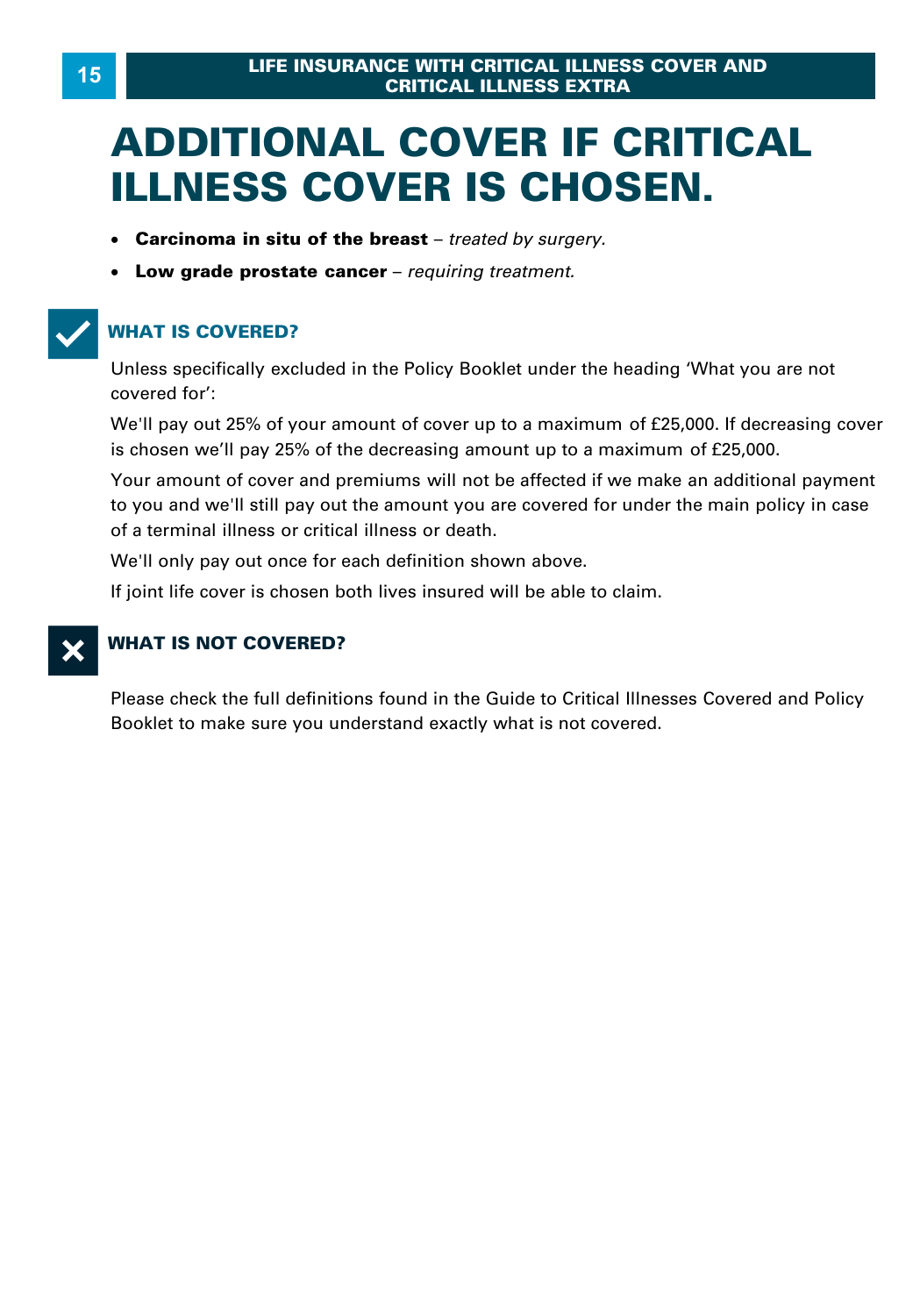# ADDITIONAL COVER IF CRITICAL ILLNESS COVER IS CHOSEN.

- **Carcinoma in situ of the breast** – *treated by surgery.*
- **Low grade prostate cancer** – *requiring treatment.*

## WHAT IS COVERED?

Unless specifically excluded in the Policy Booklet under the heading 'What you are not covered for':

We'll pay out 25% of your amount of cover up to a maximum of £25,000. If decreasing cover is chosen we'll pay 25% of the decreasing amount up to a maximum of £25,000.

Your amount of cover and premiums will not be affected if we make an additional payment to you and we'll still pay out the amount you are covered for under the main policy in case of a terminal illness or critical illness or death.

We'll only pay out once for each definition shown above.

If joint life cover is chosen both lives insured will be able to claim.

## WHAT IS NOT COVERED?

Please check the full definitions found in the Guide to Critical Illnesses Covered and Policy Booklet to make sure you understand exactly what is not covered.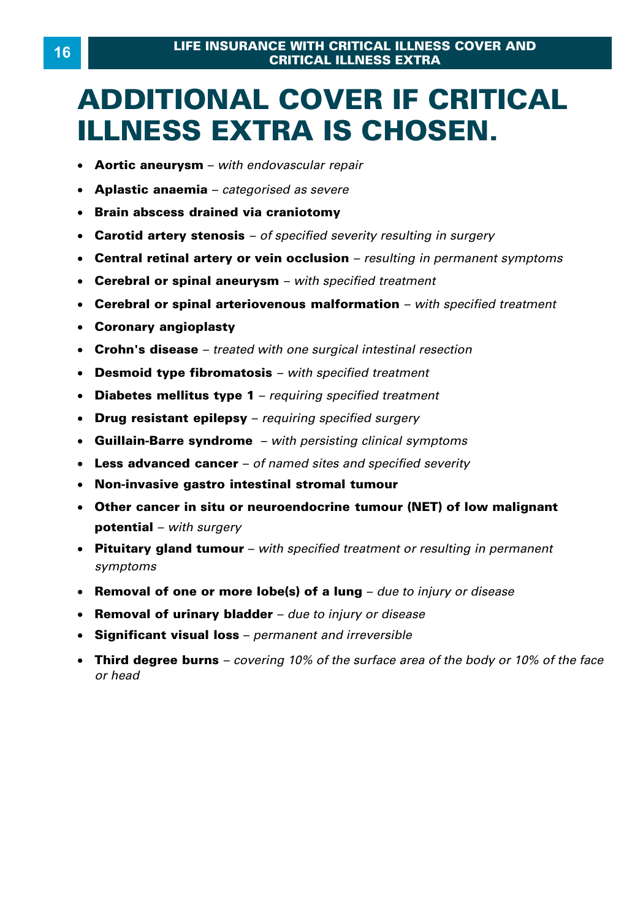# ADDITIONAL COVER IF CRITICAL ILLNESS EXTRA IS CHOSEN.

- **Aortic aneurysm** – *with endovascular repair*
- **Aplastic anaemia** – *categorised as severe*
- **Brain abscess drained via craniotomy**
- **Carotid artery stenosis** – *of specified severity resulting in surgery*
- **Central retinal artery or vein occlusion** – *resulting in permanent symptoms*
- **Cerebral or spinal aneurysm** – *with specified treatment*
- **Cerebral or spinal arteriovenous malformation** – *with specified treatment*
- **Coronary angioplasty**
- **Crohn's disease** – *treated with one surgical intestinal resection*
- **Desmoid type fibromatosis** – *with specified treatment*
- **Diabetes mellitus type 1** – *requiring specified treatment*
- **Drug resistant epilepsy** – *requiring specified surgery*
- **Guillain-Barre syndrome** – *with persisting clinical symptoms*
- **Less advanced cancer** – *of named sites and specified severity*
- **Non-invasive gastro intestinal stromal tumour**
- **Other cancer in situ or neuroendocrine tumour (NET) of low malignant potential** – *with surgery*
- **Pituitary gland tumour** – *with specified treatment or resulting in permanent symptoms*
- **Removal of one or more lobe(s) of a lung** – *due to injury or disease*
- **Removal of urinary bladder** – *due to injury or disease*
- **Significant visual loss** – *permanent and irreversible*
- **Third degree burns** – *covering 10% of the surface area of the body or 10% of the face or head*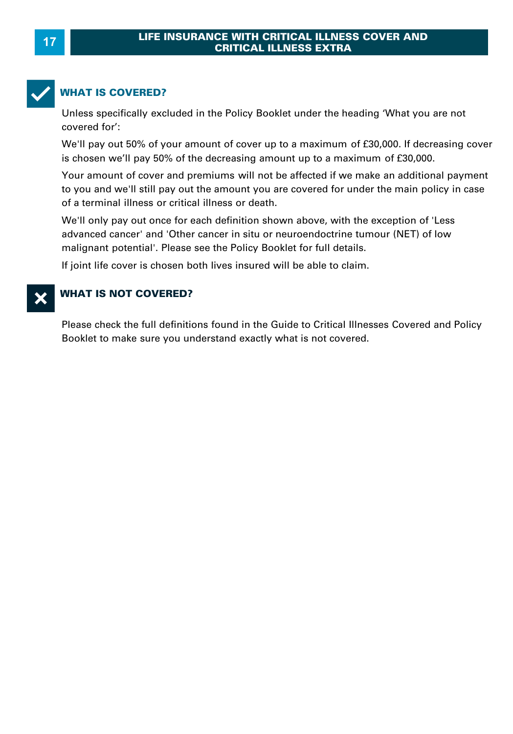## WHAT IS COVERED?

Unless specifically excluded in the Policy Booklet under the heading 'What you are not covered for':

We'll pay out 50% of your amount of cover up to a maximum of £30,000. If decreasing cover is chosen we'll pay 50% of the decreasing amount up to a maximum of £30,000.

Your amount of cover and premiums will not be affected if we make an additional payment to you and we'll still pay out the amount you are covered for under the main policy in case of a terminal illness or critical illness or death.

We'll only pay out once for each definition shown above, with the exception of 'Less advanced cancer' and 'Other cancer in situ or neuroendocrine tumour (NET) of low malignant potential'. Please see the Policy Booklet for full details.

If joint life cover is chosen both lives insured will be able to claim.

## WHAT IS NOT COVERED?

Please check the full definitions found in the Guide to Critical Illnesses Covered and Policy Booklet to make sure you understand exactly what is not covered.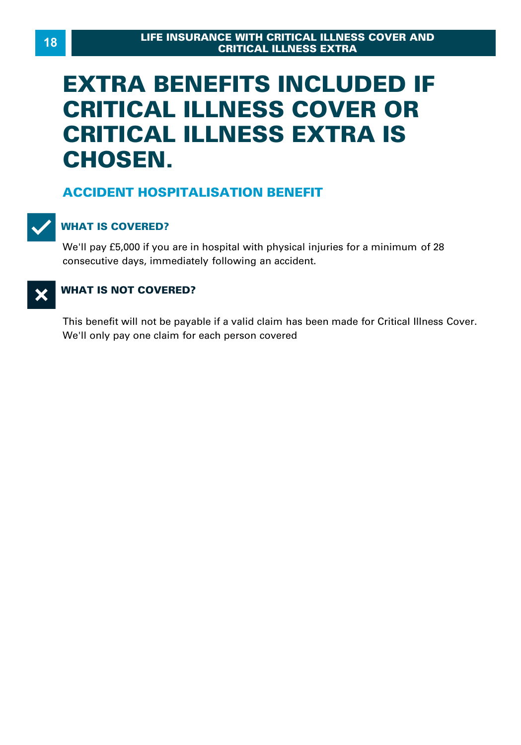# EXTRA BENEFITS INCLUDED IF CRITICAL ILLNESS COVER OR CRITICAL ILLNESS EXTRA IS CHOSEN.

## ACCIDENT HOSPITALISATION BENEFIT

### WHAT IS COVERED?

We'll pay £5,000 if you are in hospital with physical injuries for a minimum of 28 consecutive days, immediately following an accident.

### WHAT IS NOT COVERED?

This benefit will not be payable if a valid claim has been made for Critical Illness Cover. We'll only pay one claim for each person covered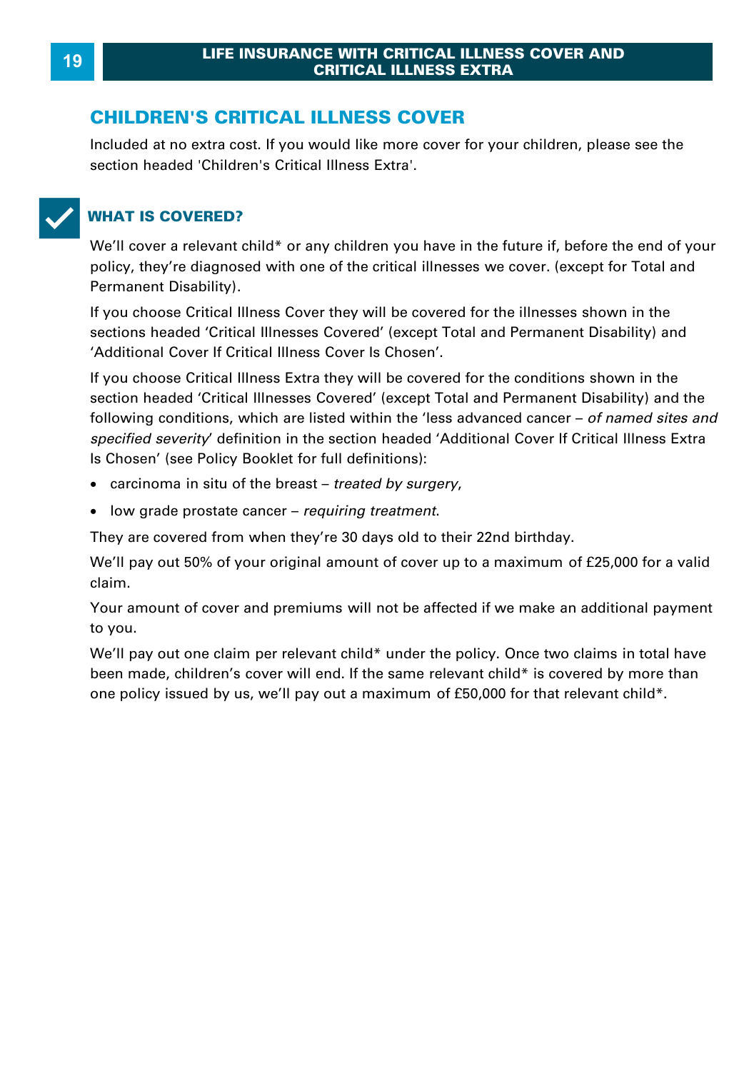## CHILDREN'S CRITICAL ILLNESS COVER

Included at no extra cost. If you would like more cover for your children, please see the section headed 'Children's Critical Illness Extra'.

### WHAT IS COVERED?

We'll cover a relevant child* or any children you have in the future if, before the end of your policy, they're diagnosed with one of the critical illnesses we cover. (except for Total and Permanent Disability).

If you choose Critical Illness Cover they will be covered for the illnesses shown in the sections headed 'Critical Illnesses Covered' (except Total and Permanent Disability) and 'Additional Cover If Critical Illness Cover Is Chosen'.

If you choose Critical Illness Extra they will be covered for the conditions shown in the section headed 'Critical Illnesses Covered' (except Total and Permanent Disability) and the following conditions, which are listed within the 'less advanced cancer – *of named sites and specified severity*' definition in the section headed 'Additional Cover If Critical Illness Extra Is Chosen' (see Policy Booklet for full definitions):

- carcinoma in situ of the breast – *treated by surgery*,
- low grade prostate cancer – *requiring treatment*.

They are covered from when they're 30 days old to their 22nd birthday.

We'll pay out 50% of your original amount of cover up to a maximum of £25,000 for a valid claim.

Your amount of cover and premiums will not be affected if we make an additional payment to you.

We'll pay out one claim per relevant child* under the policy. Once two claims in total have been made, children's cover will end. If the same relevant child* is covered by more than one policy issued by us, we'll pay out a maximum of £50,000 for that relevant child*.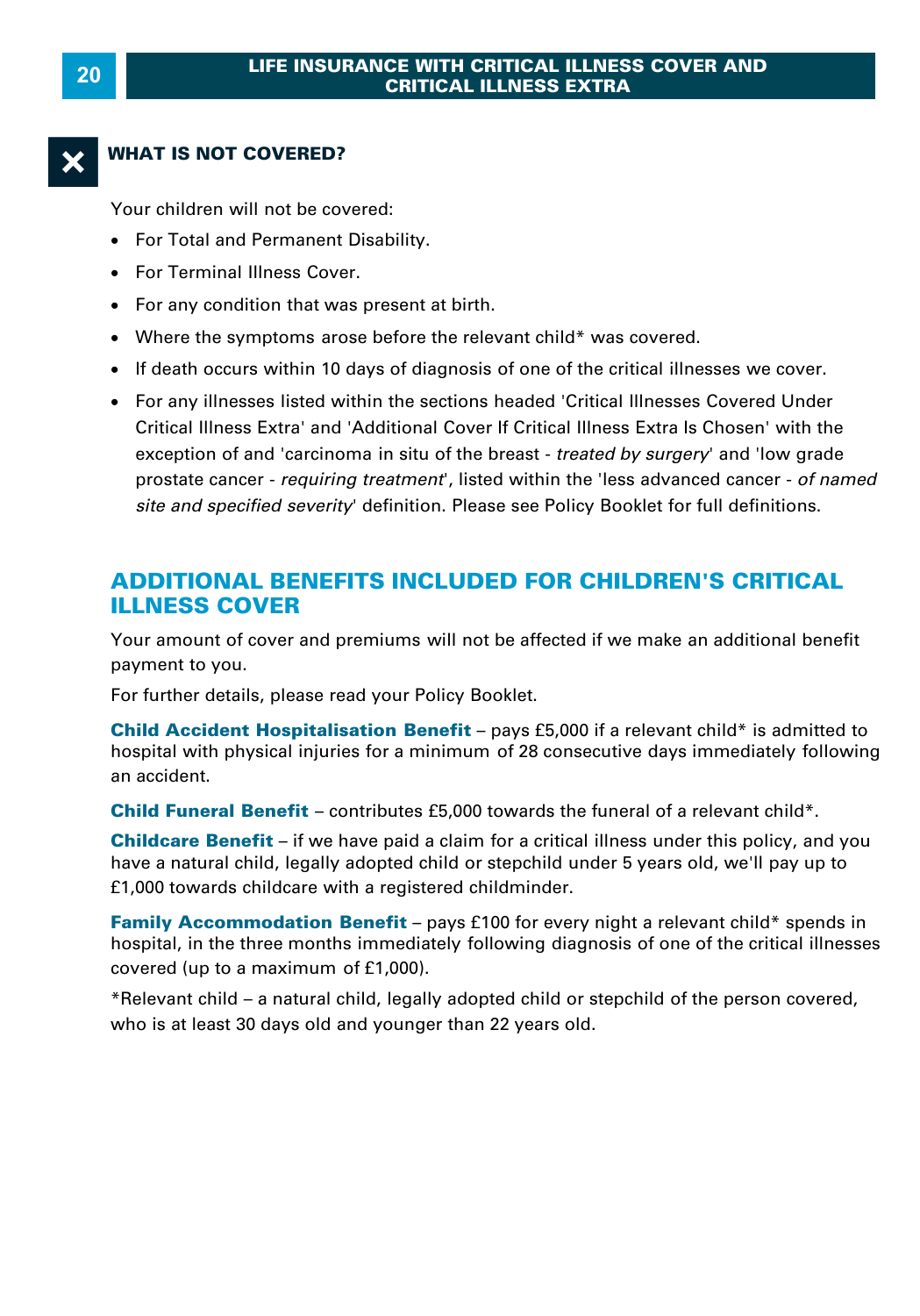## WHAT IS NOT COVERED?

Your children will not be covered:

- For Total and Permanent Disability.
- For Terminal Illness Cover.
- For any condition that was present at birth.
- Where the symptoms arose before the relevant child* was covered.
- If death occurs within 10 days of diagnosis of one of the critical illnesses we cover.
- For any illnesses listed within the sections headed 'Critical Illnesses Covered Under Critical Illness Extra' and 'Additional Cover If Critical Illness Extra Is Chosen' with the exception of and 'carcinoma in situ of the breast - *treated by surgery*' and 'low grade prostate cancer - *requiring treatment*', listed within the 'less advanced cancer - *of named site and specified severity*' definition. Please see Policy Booklet for full definitions.

## ADDITIONAL BENEFITS INCLUDED FOR CHILDREN'S CRITICAL ILLNESS COVER

Your amount of cover and premiums will not be affected if we make an additional benefit payment to you.

For further details, please read your Policy Booklet.

**Child Accident Hospitalisation Benefit** – pays £5,000 if a relevant child* is admitted to hospital with physical injuries for a minimum of 28 consecutive days immediately following an accident.

**Child Funeral Benefit** – contributes £5,000 towards the funeral of a relevant child*.

**Childcare Benefit** – if we have paid a claim for a critical illness under this policy, and you have a natural child, legally adopted child or stepchild under 5 years old, we'll pay up to £1,000 towards childcare with a registered childminder.

**Family Accommodation Benefit** – pays £100 for every night a relevant child* spends in hospital, in the three months immediately following diagnosis of one of the critical illnesses covered (up to a maximum of £1,000).

*Relevant child – a natural child, legally adopted child or stepchild of the person covered, who is at least 30 days old and younger than 22 years old.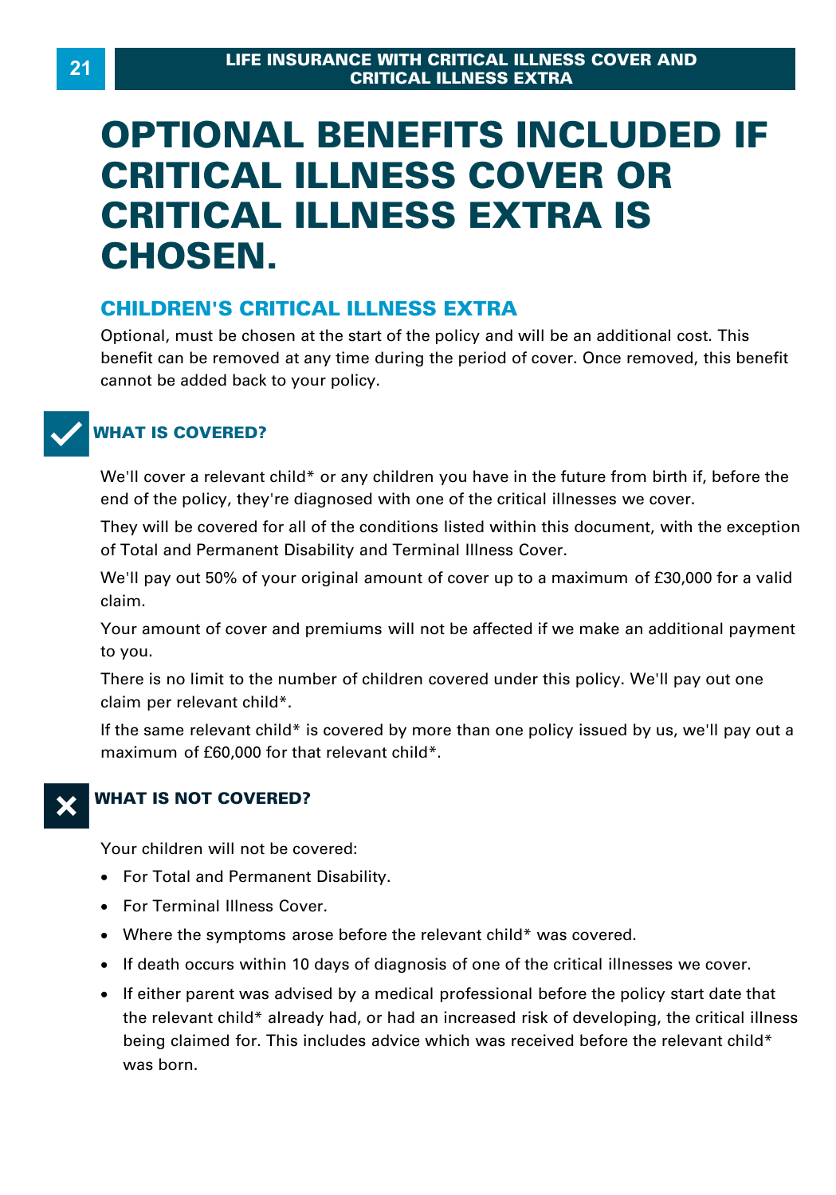# OPTIONAL BENEFITS INCLUDED IF CRITICAL ILLNESS COVER OR CRITICAL ILLNESS EXTRA IS CHOSEN.

## CHILDREN'S CRITICAL ILLNESS EXTRA

Optional, must be chosen at the start of the policy and will be an additional cost. This benefit can be removed at any time during the period of cover. Once removed, this benefit cannot be added back to your policy.

### WHAT IS COVERED?

We'll cover a relevant child* or any children you have in the future from birth if, before the end of the policy, they're diagnosed with one of the critical illnesses we cover.

They will be covered for all of the conditions listed within this document, with the exception of Total and Permanent Disability and Terminal Illness Cover.

We'll pay out 50% of your original amount of cover up to a maximum of £30,000 for a valid claim.

Your amount of cover and premiums will not be affected if we make an additional payment to you.

There is no limit to the number of children covered under this policy. We'll pay out one claim per relevant child*.

If the same relevant child* is covered by more than one policy issued by us, we'll pay out a maximum of £60,000 for that relevant child*.

### WHAT IS NOT COVERED?

Your children will not be covered:

- For Total and Permanent Disability.
- For Terminal Illness Cover.
- Where the symptoms arose before the relevant child* was covered.
- If death occurs within 10 days of diagnosis of one of the critical illnesses we cover.
- If either parent was advised by a medical professional before the policy start date that the relevant child* already had, or had an increased risk of developing, the critical illness being claimed for. This includes advice which was received before the relevant child* was born.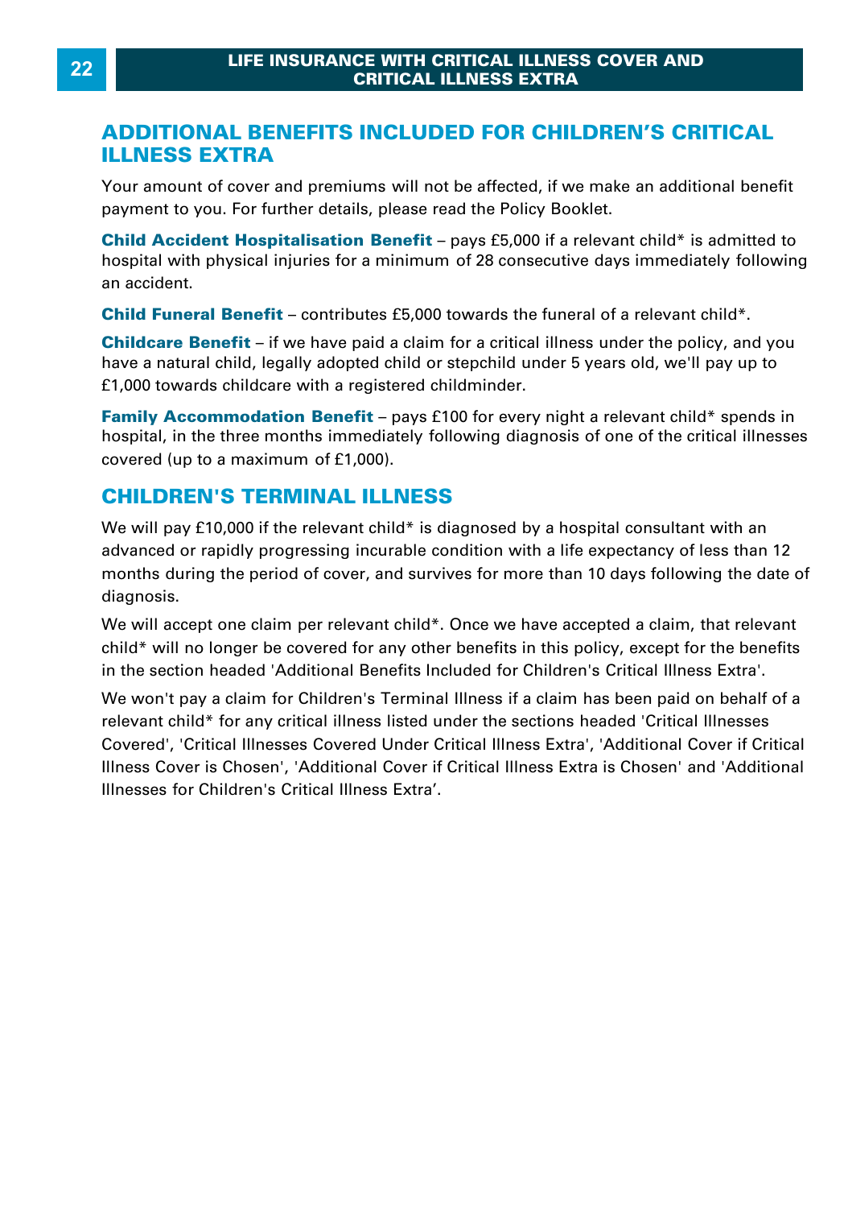## ADDITIONAL BENEFITS INCLUDED FOR CHILDREN'S CRITICAL ILLNESS EXTRA

Your amount of cover and premiums will not be affected, if we make an additional benefit payment to you. For further details, please read the Policy Booklet.

**Child Accident Hospitalisation Benefit** – pays £5,000 if a relevant child* is admitted to hospital with physical injuries for a minimum of 28 consecutive days immediately following an accident.

**Child Funeral Benefit** – contributes £5,000 towards the funeral of a relevant child*.

**Childcare Benefit** – if we have paid a claim for a critical illness under the policy, and you have a natural child, legally adopted child or stepchild under 5 years old, we'll pay up to £1,000 towards childcare with a registered childminder.

**Family Accommodation Benefit** – pays £100 for every night a relevant child* spends in hospital, in the three months immediately following diagnosis of one of the critical illnesses covered (up to a maximum of £1,000).

## CHILDREN'S TERMINAL ILLNESS

We will pay £10,000 if the relevant child* is diagnosed by a hospital consultant with an advanced or rapidly progressing incurable condition with a life expectancy of less than 12 months during the period of cover, and survives for more than 10 days following the date of diagnosis.

We will accept one claim per relevant child*. Once we have accepted a claim, that relevant child* will no longer be covered for any other benefits in this policy, except for the benefits in the section headed 'Additional Benefits Included for Children's Critical Illness Extra'.

We won't pay a claim for Children's Terminal Illness if a claim has been paid on behalf of a relevant child* for any critical illness listed under the sections headed 'Critical Illnesses Covered', 'Critical Illnesses Covered Under Critical Illness Extra', 'Additional Cover if Critical Illness Cover is Chosen', 'Additional Cover if Critical Illness Extra is Chosen' and 'Additional Illnesses for Children's Critical Illness Extra'.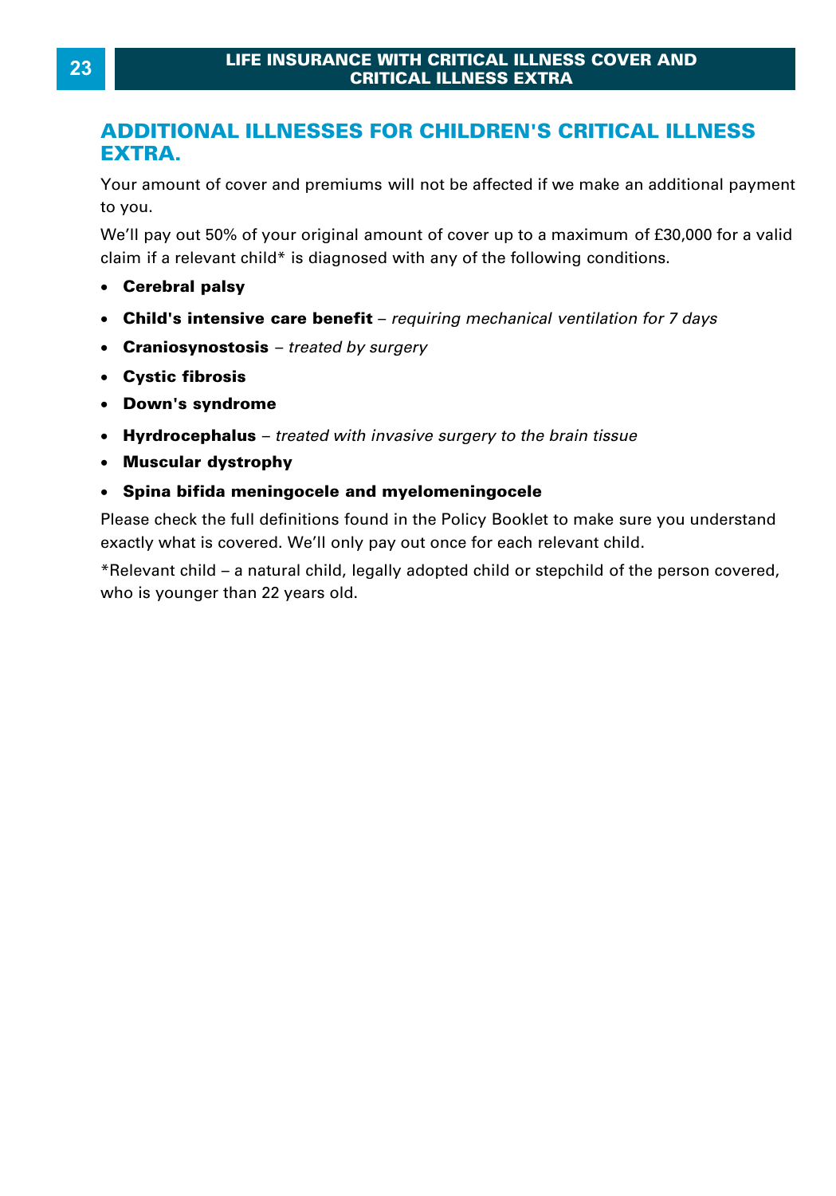## ADDITIONAL ILLNESSES FOR CHILDREN'S CRITICAL ILLNESS EXTRA.

Your amount of cover and premiums will not be affected if we make an additional payment to you.

We'll pay out 50% of your original amount of cover up to a maximum of £30,000 for a valid claim if a relevant child* is diagnosed with any of the following conditions.

- **Cerebral palsy**
- **Child's intensive care benefit** – *requiring mechanical ventilation for 7 days*
- **Craniosynostosis** – *treated by surgery*
- **Cystic fibrosis**
- **Down's syndrome**
- **Hyrdrocephalus** – *treated with invasive surgery to the brain tissue*
- **Muscular dystrophy**
- **Spina bifida meningocele and myelomeningocele**

Please check the full definitions found in the Policy Booklet to make sure you understand exactly what is covered. We'll only pay out once for each relevant child.

*Relevant child – a natural child, legally adopted child or stepchild of the person covered, who is younger than 22 years old.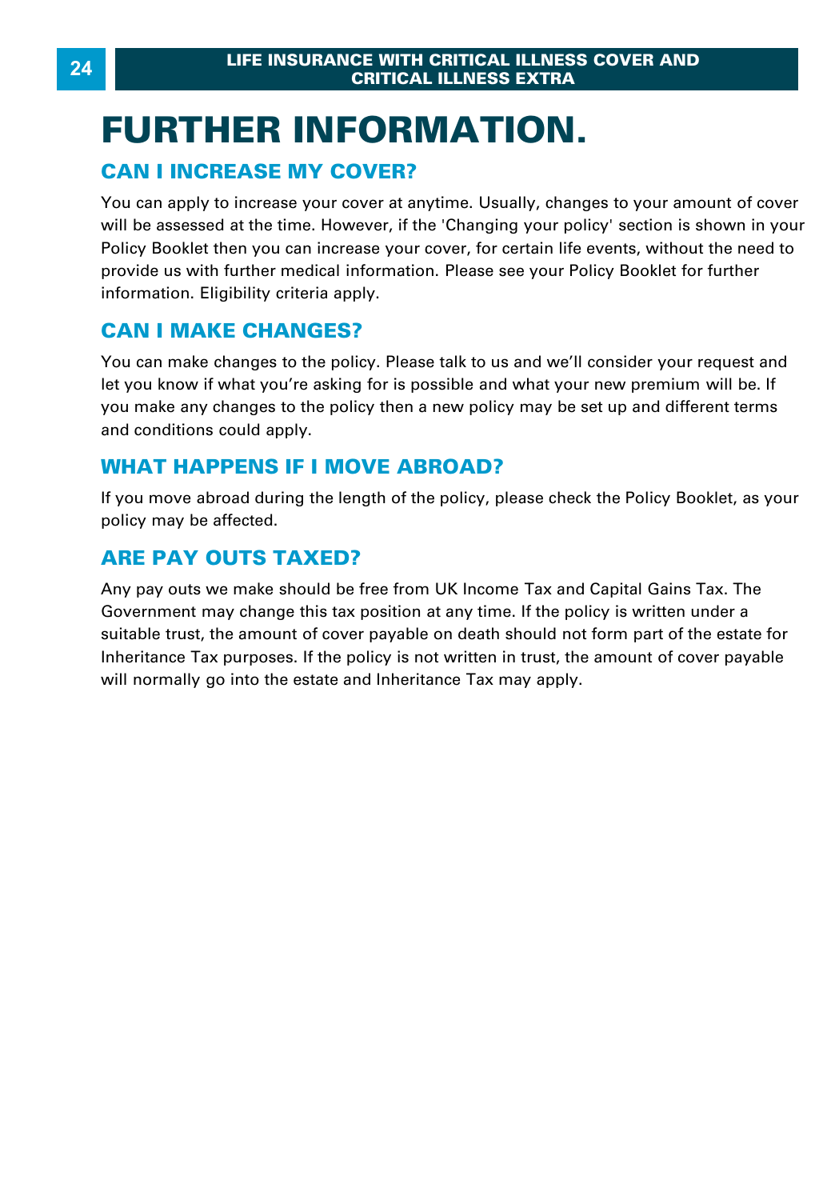# FURTHER INFORMATION.

## CAN I INCREASE MY COVER?

You can apply to increase your cover at anytime. Usually, changes to your amount of cover will be assessed at the time. However, if the 'Changing your policy' section is shown in your Policy Booklet then you can increase your cover, for certain life events, without the need to provide us with further medical information. Please see your Policy Booklet for further information. Eligibility criteria apply.

## CAN I MAKE CHANGES?

You can make changes to the policy. Please talk to us and we'll consider your request and let you know if what you're asking for is possible and what your new premium will be. If you make any changes to the policy then a new policy may be set up and different terms and conditions could apply.

## WHAT HAPPENS IF I MOVE ABROAD?

If you move abroad during the length of the policy, please check the Policy Booklet, as your policy may be affected.

## ARE PAY OUTS TAXED?

Any pay outs we make should be free from UK Income Tax and Capital Gains Tax. The Government may change this tax position at any time. If the policy is written under a suitable trust, the amount of cover payable on death should not form part of the estate for Inheritance Tax purposes. If the policy is not written in trust, the amount of cover payable will normally go into the estate and Inheritance Tax may apply.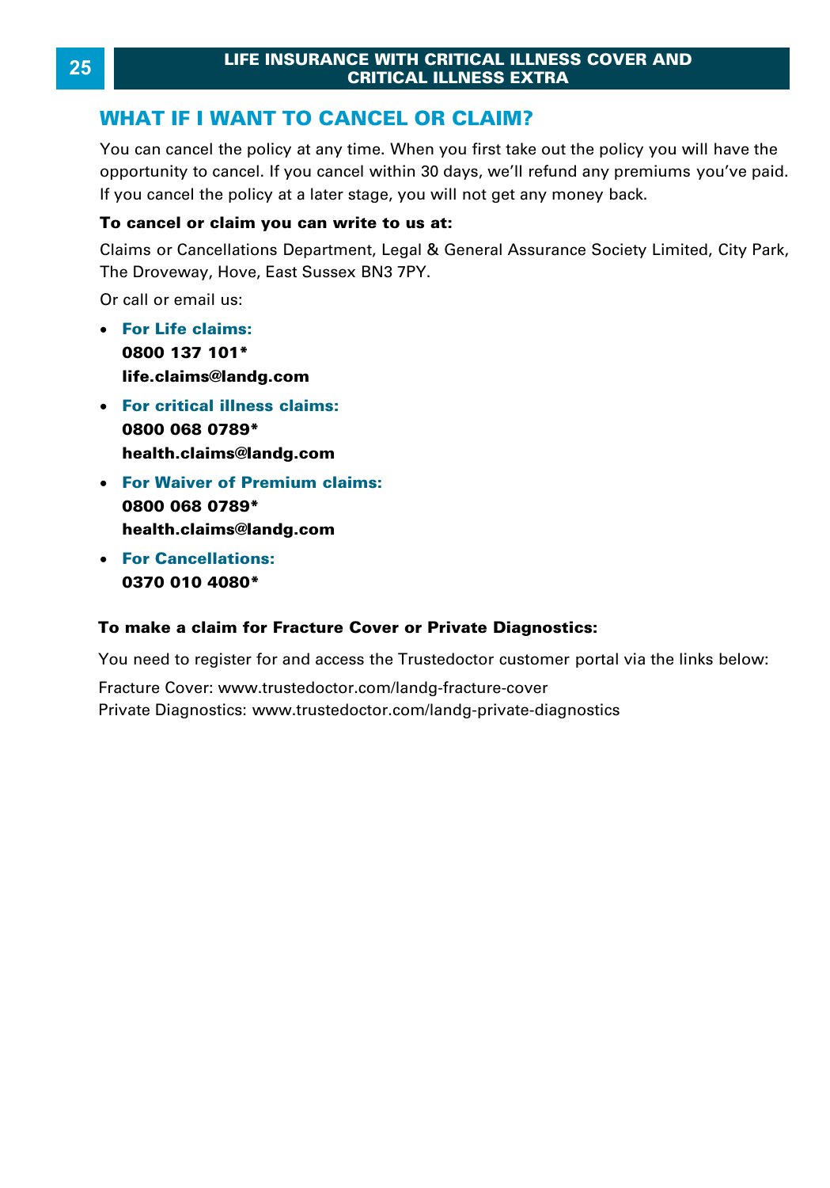## WHAT IF I WANT TO CANCEL OR CLAIM?

You can cancel the policy at any time. When you first take out the policy you will have the opportunity to cancel. If you cancel within 30 days, we'll refund any premiums you've paid. If you cancel the policy at a later stage, you will not get any money back.

**To cancel or claim you can write to us at:**

Claims or Cancellations Department, Legal & General Assurance Society Limited, City Park, The Droveway, Hove, East Sussex BN3 7PY.

Or call or email us:

- **For Life claims:**
  **0800 137 101***
  **life.claims@landg.com**
- **For critical illness claims:**
  **0800 068 0789***
  **health.claims@landg.com**
- **For Waiver of Premium claims:**
  **0800 068 0789***
  **health.claims@landg.com**
- **For Cancellations:**
  **0370 010 4080***

**To make a claim for Fracture Cover or Private Diagnostics:**

You need to register for and access the Trustedoctor customer portal via the links below:

Fracture Cover: www.trustedoctor.com/landg-fracture-cover
Private Diagnostics: www.trustedoctor.com/landg-private-diagnostics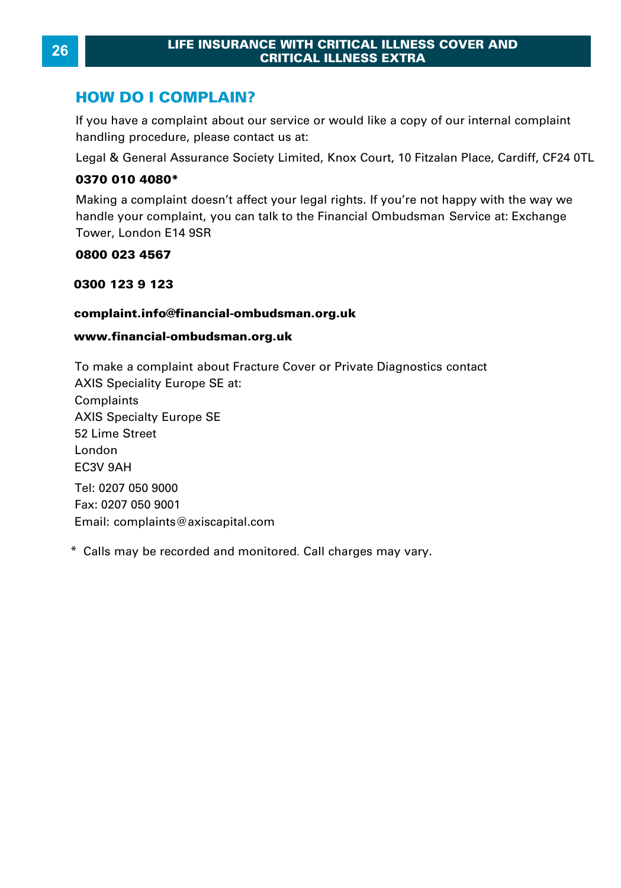## HOW DO I COMPLAIN?

If you have a complaint about our service or would like a copy of our internal complaint handling procedure, please contact us at:

Legal & General Assurance Society Limited, Knox Court, 10 Fitzalan Place, Cardiff, CF24 0TL

**0370 010 4080***

Making a complaint doesn't affect your legal rights. If you're not happy with the way we handle your complaint, you can talk to the Financial Ombudsman Service at: Exchange Tower, London E14 9SR

**0800 023 4567**

**0300 123 9 123**

**complaint.info@financial-ombudsman.org.uk**

**www.financial-ombudsman.org.uk**

To make a complaint about Fracture Cover or Private Diagnostics contact AXIS Speciality Europe SE at:
Complaints
AXIS Specialty Europe SE
52 Lime Street
London
EC3V 9AH

Tel: 0207 050 9000
Fax: 0207 050 9001
Email: complaints@axiscapital.com

* Calls may be recorded and monitored. Call charges may vary.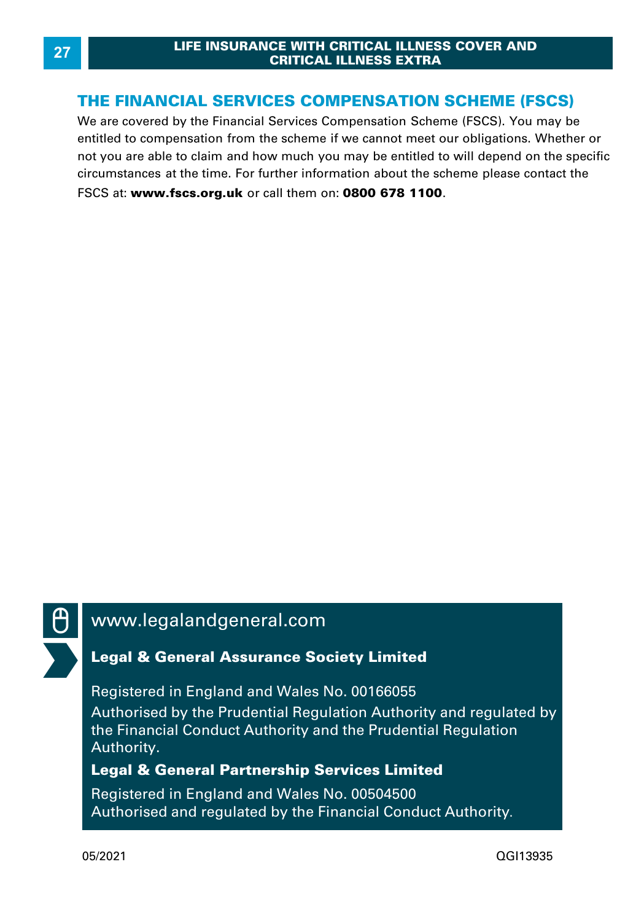## THE FINANCIAL SERVICES COMPENSATION SCHEME (FSCS)

We are covered by the Financial Services Compensation Scheme (FSCS). You may be entitled to compensation from the scheme if we cannot meet our obligations. Whether or not you are able to claim and how much you may be entitled to will depend on the specific circumstances at the time. For further information about the scheme please contact the FSCS at: **www.fscs.org.uk** or call them on: **0800 678 1100**.

www.legalandgeneral.com

**Legal & General Assurance Society Limited**

Registered in England and Wales No. 00166055
Authorised by the Prudential Regulation Authority and regulated by the Financial Conduct Authority and the Prudential Regulation Authority.

**Legal & General Partnership Services Limited**

Registered in England and Wales No. 00504500
Authorised and regulated by the Financial Conduct Authority.

05/2021

QGI13935